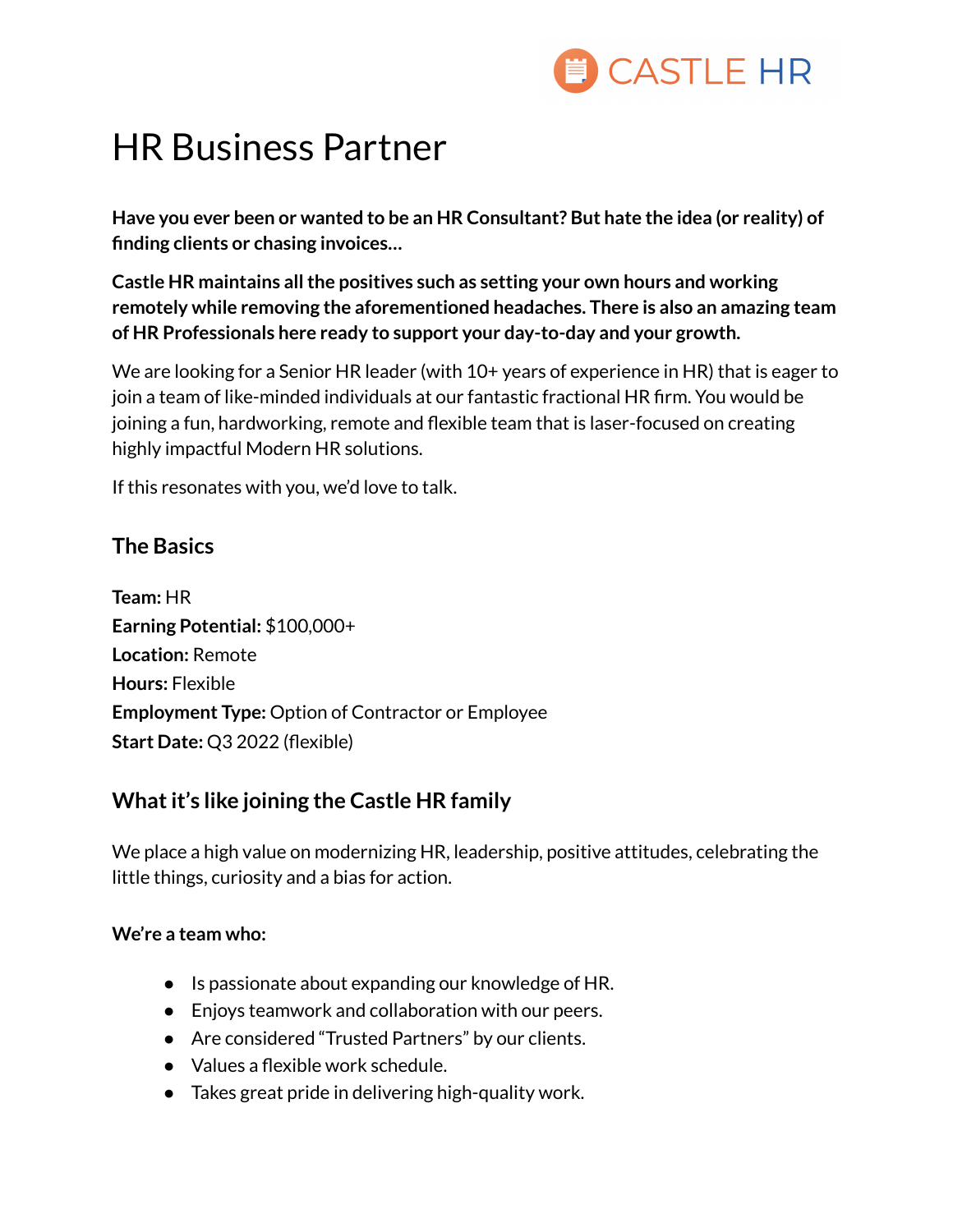CASTLE HR

# HR Business Partner

**Have you ever been or wanted to be an HR Consultant? But hate the idea (or reality) of finding clients or chasing invoices…**

**Castle HR maintains all the positives such as setting your own hours and working remotely while removing the aforementioned headaches. There is also an amazing team of HR Professionals here ready to support your day-to-day and your growth.**

We are looking for a Senior HR leader (with 10+ years of experience in HR) that is eager to join a team of like-minded individuals at our fantastic fractional HR firm. You would be joining a fun, hardworking, remote and flexible team that is laser-focused on creating highly impactful Modern HR solutions.

If this resonates with you, we'd love to talk.

## The Basics

**Team:** HR
**Earning Potential:** $100,000+
**Location:** Remote
**Hours:** Flexible
**Employment Type:** Option of Contractor or Employee
**Start Date:** Q3 2022 (flexible)

## What it's like joining the Castle HR family

We place a high value on modernizing HR, leadership, positive attitudes, celebrating the little things, curiosity and a bias for action.

**We're a team who:**

- Is passionate about expanding our knowledge of HR.
- Enjoys teamwork and collaboration with our peers.
- Are considered "Trusted Partners" by our clients.
- Values a flexible work schedule.
- Takes great pride in delivering high-quality work.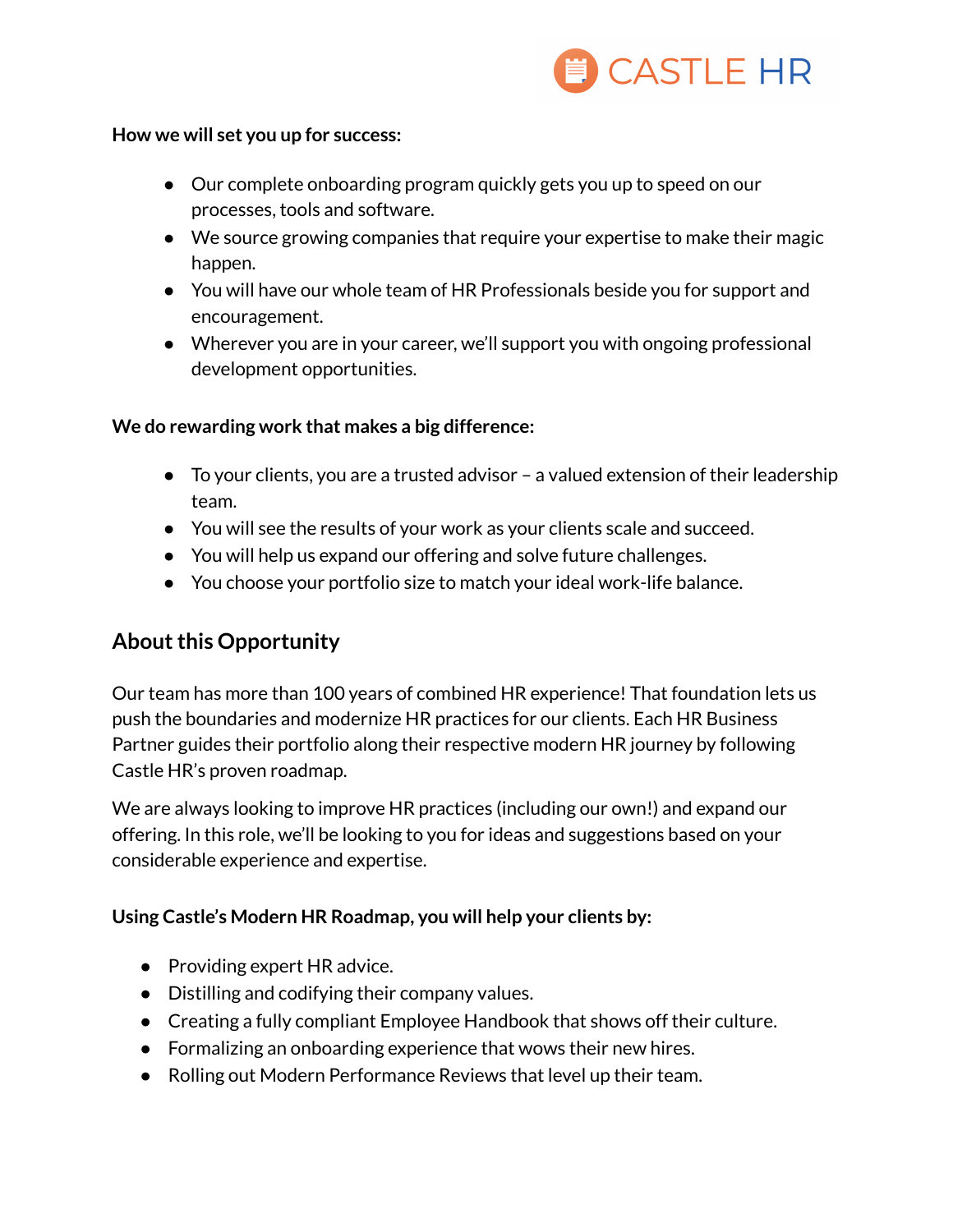**How we will set you up for success:**

- Our complete onboarding program quickly gets you up to speed on our processes, tools and software.
- We source growing companies that require your expertise to make their magic happen.
- You will have our whole team of HR Professionals beside you for support and encouragement.
- Wherever you are in your career, we'll support you with ongoing professional development opportunities.

**We do rewarding work that makes a big difference:**

- To your clients, you are a trusted advisor – a valued extension of their leadership team.
- You will see the results of your work as your clients scale and succeed.
- You will help us expand our offering and solve future challenges.
- You choose your portfolio size to match your ideal work-life balance.

## About this Opportunity

Our team has more than 100 years of combined HR experience! That foundation lets us push the boundaries and modernize HR practices for our clients. Each HR Business Partner guides their portfolio along their respective modern HR journey by following Castle HR's proven roadmap.

We are always looking to improve HR practices (including our own!) and expand our offering. In this role, we'll be looking to you for ideas and suggestions based on your considerable experience and expertise.

**Using Castle's Modern HR Roadmap, you will help your clients by:**

- Providing expert HR advice.
- Distilling and codifying their company values.
- Creating a fully compliant Employee Handbook that shows off their culture.
- Formalizing an onboarding experience that wows their new hires.
- Rolling out Modern Performance Reviews that level up their team.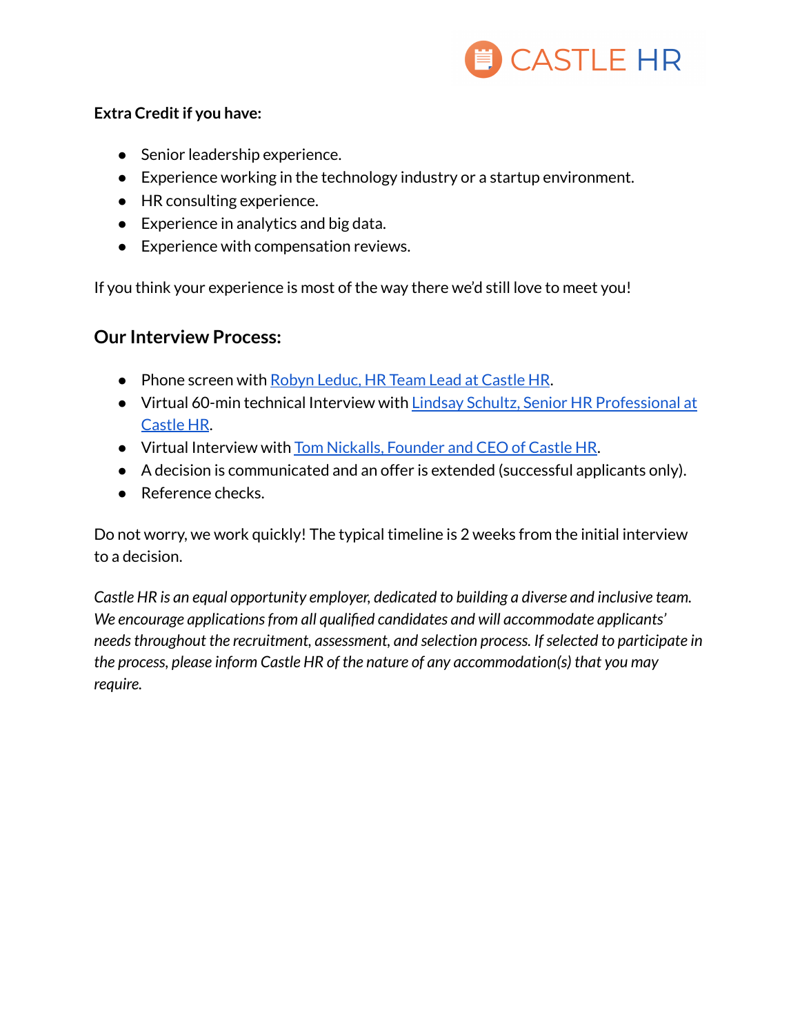**Extra Credit if you have:**

- Senior leadership experience.
- Experience working in the technology industry or a startup environment.
- HR consulting experience.
- Experience in analytics and big data.
- Experience with compensation reviews.

If you think your experience is most of the way there we'd still love to meet you!

## Our Interview Process:

- Phone screen with Robyn Leduc, HR Team Lead at Castle HR.
- Virtual 60-min technical Interview with Lindsay Schultz, Senior HR Professional at Castle HR.
- Virtual Interview with Tom Nickalls, Founder and CEO of Castle HR.
- A decision is communicated and an offer is extended (successful applicants only).
- Reference checks.

Do not worry, we work quickly! The typical timeline is 2 weeks from the initial interview to a decision.

*Castle HR is an equal opportunity employer, dedicated to building a diverse and inclusive team. We encourage applications from all qualified candidates and will accommodate applicants' needs throughout the recruitment, assessment, and selection process. If selected to participate in the process, please inform Castle HR of the nature of any accommodation(s) that you may require.*